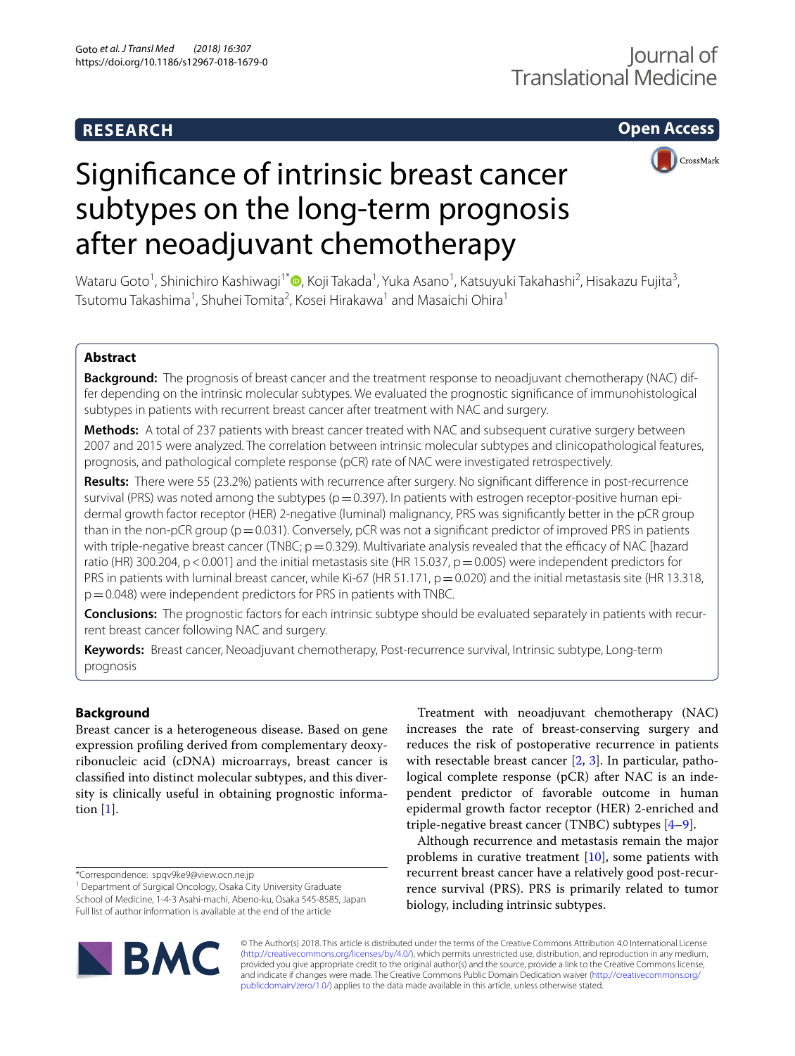RESEARCH

Open Access

# Significance of intrinsic breast cancer subtypes on the long-term prognosis after neoadjuvant chemotherapy

Wataru Goto[1], Shinichiro Kashiwagi[1*], Koji Takada[1], Yuka Asano[1], Katsuyuki Takahashi[2], Hisakazu Fujita[3], Tsutomu Takashima[1], Shuhei Tomita[2], Kosei Hirakawa[1] and Masaichi Ohira[1]

## Abstract

**Background:** The prognosis of breast cancer and the treatment response to neoadjuvant chemotherapy (NAC) differ depending on the intrinsic molecular subtypes. We evaluated the prognostic significance of immunohistological subtypes in patients with recurrent breast cancer after treatment with NAC and surgery.

**Methods:** A total of 237 patients with breast cancer treated with NAC and subsequent curative surgery between 2007 and 2015 were analyzed. The correlation between intrinsic molecular subtypes and clinicopathological features, prognosis, and pathological complete response (pCR) rate of NAC were investigated retrospectively.

**Results:** There were 55 (23.2%) patients with recurrence after surgery. No significant difference in post-recurrence survival (PRS) was noted among the subtypes ($p = 0.397$). In patients with estrogen receptor-positive human epidermal growth factor receptor (HER) 2-negative (luminal) malignancy, PRS was significantly better in the pCR group than in the non-pCR group ($p = 0.031$). Conversely, pCR was not a significant predictor of improved PRS in patients with triple-negative breast cancer (TNBC; $p = 0.329$). Multivariate analysis revealed that the efficacy of NAC [hazard ratio (HR) 300.204, $p < 0.001$] and the initial metastasis site (HR 15.037, $p = 0.005$) were independent predictors for PRS in patients with luminal breast cancer, while Ki-67 (HR 51.171, $p = 0.020$) and the initial metastasis site (HR 13.318, $p = 0.048$) were independent predictors for PRS in patients with TNBC.

**Conclusions:** The prognostic factors for each intrinsic subtype should be evaluated separately in patients with recurrent breast cancer following NAC and surgery.

**Keywords:** Breast cancer, Neoadjuvant chemotherapy, Post-recurrence survival, Intrinsic subtype, Long-term prognosis

## Background

Breast cancer is a heterogeneous disease. Based on gene expression profiling derived from complementary deoxyribonucleic acid (cDNA) microarrays, breast cancer is classified into distinct molecular subtypes, and this diversity is clinically useful in obtaining prognostic information [1].

Treatment with neoadjuvant chemotherapy (NAC) increases the rate of breast-conserving surgery and reduces the risk of postoperative recurrence in patients with resectable breast cancer [2, 3]. In particular, pathological complete response (pCR) after NAC is an independent predictor of favorable outcome in human epidermal growth factor receptor (HER) 2-enriched and triple-negative breast cancer (TNBC) subtypes [4–9].

Although recurrence and metastasis remain the major problems in curative treatment [10], some patients with recurrent breast cancer have a relatively good post-recurrence survival (PRS). PRS is primarily related to tumor biology, including intrinsic subtypes.

*Correspondence: spqv9ke9@view.ocn.ne.jp
[1] Department of Surgical Oncology, Osaka City University Graduate School of Medicine, 1-4-3 Asahi-machi, Abeno-ku, Osaka 545-8585, Japan
Full list of author information is available at the end of the article

© The Author(s) 2018. This article is distributed under the terms of the Creative Commons Attribution 4.0 International License (http://creativecommons.org/licenses/by/4.0/), which permits unrestricted use, distribution, and reproduction in any medium, provided you give appropriate credit to the original author(s) and the source, provide a link to the Creative Commons license, and indicate if changes were made. The Creative Commons Public Domain Dedication waiver (http://creativecommons.org/publicdomain/zero/1.0/) applies to the data made available in this article, unless otherwise stated.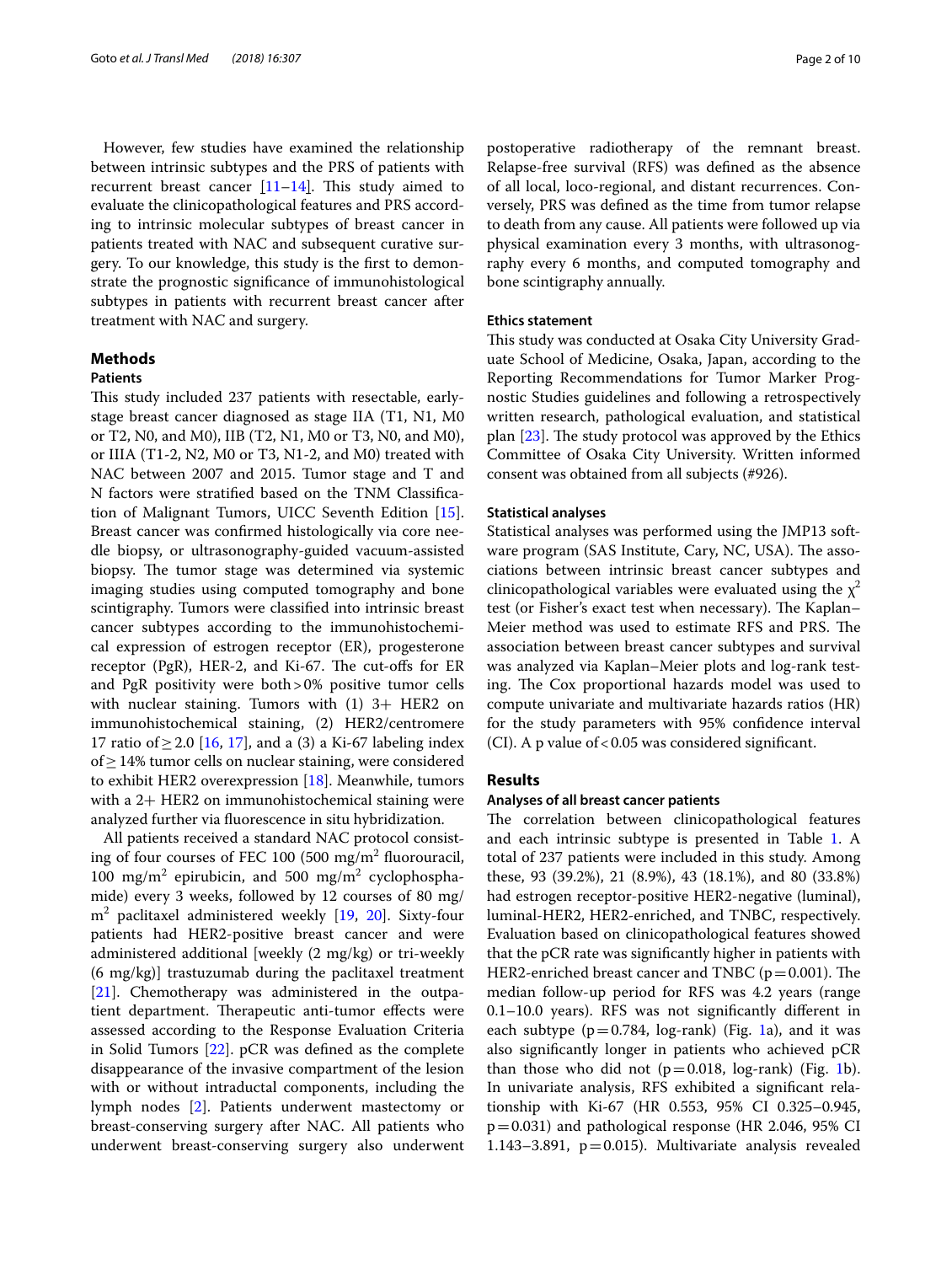However, few studies have examined the relationship between intrinsic subtypes and the PRS of patients with recurrent breast cancer [11–14]. This study aimed to evaluate the clinicopathological features and PRS according to intrinsic molecular subtypes of breast cancer in patients treated with NAC and subsequent curative surgery. To our knowledge, this study is the first to demonstrate the prognostic significance of immunohistological subtypes in patients with recurrent breast cancer after treatment with NAC and surgery.

## Methods

### Patients

This study included 237 patients with resectable, early-stage breast cancer diagnosed as stage IIA (T1, N1, M0 or T2, N0, and M0), IIB (T2, N1, M0 or T3, N0, and M0), or IIIA (T1-2, N2, M0 or T3, N1-2, and M0) treated with NAC between 2007 and 2015. Tumor stage and T and N factors were stratified based on the TNM Classification of Malignant Tumors, UICC Seventh Edition [15]. Breast cancer was confirmed histologically via core needle biopsy, or ultrasonography-guided vacuum-assisted biopsy. The tumor stage was determined via systemic imaging studies using computed tomography and bone scintigraphy. Tumors were classified into intrinsic breast cancer subtypes according to the immunohistochemical expression of estrogen receptor (ER), progesterone receptor (PgR), HER-2, and Ki-67. The cut-offs for ER and PgR positivity were both > 0% positive tumor cells with nuclear staining. Tumors with (1) 3+ HER2 on immunohistochemical staining, (2) HER2/centromere 17 ratio of ≥ 2.0 [16, 17], and a (3) a Ki-67 labeling index of ≥ 14% tumor cells on nuclear staining, were considered to exhibit HER2 overexpression [18]. Meanwhile, tumors with a 2+ HER2 on immunohistochemical staining were analyzed further via fluorescence in situ hybridization.

All patients received a standard NAC protocol consisting of four courses of FEC 100 (500 mg/m$^2$ fluorouracil, 100 mg/m$^2$ epirubicin, and 500 mg/m$^2$ cyclophosphamide) every 3 weeks, followed by 12 courses of 80 mg/m$^2$ paclitaxel administered weekly [19, 20]. Sixty-four patients had HER2-positive breast cancer and were administered additional [weekly (2 mg/kg) or tri-weekly (6 mg/kg)] trastuzumab during the paclitaxel treatment [21]. Chemotherapy was administered in the outpatient department. Therapeutic anti-tumor effects were assessed according to the Response Evaluation Criteria in Solid Tumors [22]. pCR was defined as the complete disappearance of the invasive compartment of the lesion with or without intraductal components, including the lymph nodes [2]. Patients underwent mastectomy or breast-conserving surgery after NAC. All patients who underwent breast-conserving surgery also underwent postoperative radiotherapy of the remnant breast. Relapse-free survival (RFS) was defined as the absence of all local, loco-regional, and distant recurrences. Conversely, PRS was defined as the time from tumor relapse to death from any cause. All patients were followed up via physical examination every 3 months, with ultrasonography every 6 months, and computed tomography and bone scintigraphy annually.

### Ethics statement

This study was conducted at Osaka City University Graduate School of Medicine, Osaka, Japan, according to the Reporting Recommendations for Tumor Marker Prognostic Studies guidelines and following a retrospectively written research, pathological evaluation, and statistical plan [23]. The study protocol was approved by the Ethics Committee of Osaka City University. Written informed consent was obtained from all subjects (#926).

### Statistical analyses

Statistical analyses was performed using the JMP13 software program (SAS Institute, Cary, NC, USA). The associations between intrinsic breast cancer subtypes and clinicopathological variables were evaluated using the $\chi^2$ test (or Fisher's exact test when necessary). The Kaplan–Meier method was used to estimate RFS and PRS. The association between breast cancer subtypes and survival was analyzed via Kaplan–Meier plots and log-rank testing. The Cox proportional hazards model was used to compute univariate and multivariate hazards ratios (HR) for the study parameters with 95% confidence interval (CI). A p value of < 0.05 was considered significant.

## Results

### Analyses of all breast cancer patients

The correlation between clinicopathological features and each intrinsic subtype is presented in Table 1. A total of 237 patients were included in this study. Among these, 93 (39.2%), 21 (8.9%), 43 (18.1%), and 80 (33.8%) had estrogen receptor-positive HER2-negative (luminal), luminal-HER2, HER2-enriched, and TNBC, respectively. Evaluation based on clinicopathological features showed that the pCR rate was significantly higher in patients with HER2-enriched breast cancer and TNBC (p = 0.001). The median follow-up period for RFS was 4.2 years (range 0.1–10.0 years). RFS was not significantly different in each subtype (p = 0.784, log-rank) (Fig. 1a), and it was also significantly longer in patients who achieved pCR than those who did not (p = 0.018, log-rank) (Fig. 1b). In univariate analysis, RFS exhibited a significant relationship with Ki-67 (HR 0.553, 95% CI 0.325–0.945, p = 0.031) and pathological response (HR 2.046, 95% CI 1.143–3.891, p = 0.015). Multivariate analysis revealed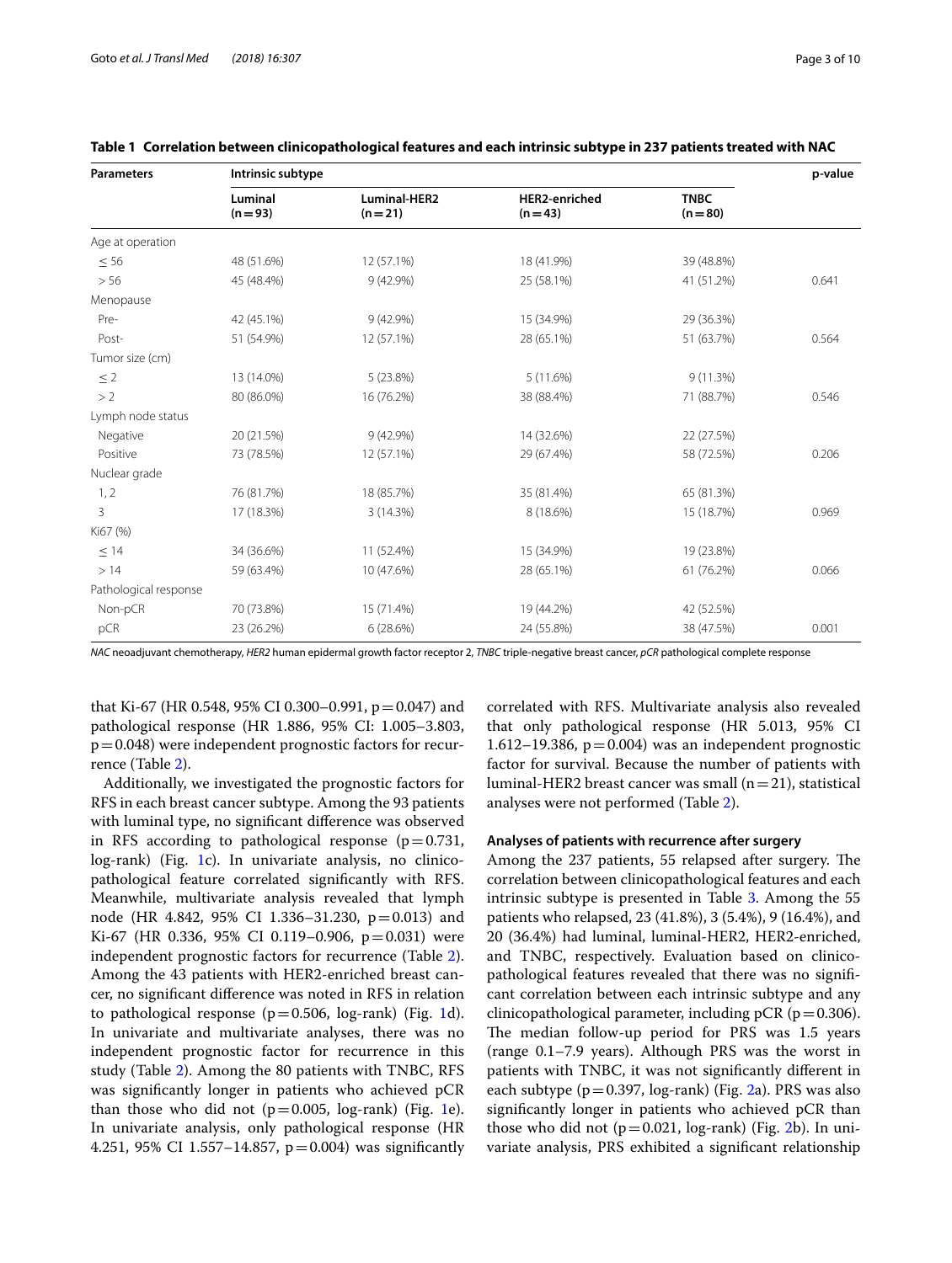**Table 1 Correlation between clinicopathological features and each intrinsic subtype in 237 patients treated with NAC**

| Parameters | Intrinsic subtype | | | | p-value |
|---|---|---|---|---|---|
| | Luminal (n = 93) | Luminal-HER2 (n = 21) | HER2-enriched (n = 43) | TNBC (n = 80) | |
| Age at operation | | | | | |
| ≤ 56 | 48 (51.6%) | 12 (57.1%) | 18 (41.9%) | 39 (48.8%) | |
| > 56 | 45 (48.4%) | 9 (42.9%) | 25 (58.1%) | 41 (51.2%) | 0.641 |
| Menopause | | | | | |
| Pre- | 42 (45.1%) | 9 (42.9%) | 15 (34.9%) | 29 (36.3%) | |
| Post- | 51 (54.9%) | 12 (57.1%) | 28 (65.1%) | 51 (63.7%) | 0.564 |
| Tumor size (cm) | | | | | |
| ≤ 2 | 13 (14.0%) | 5 (23.8%) | 5 (11.6%) | 9 (11.3%) | |
| > 2 | 80 (86.0%) | 16 (76.2%) | 38 (88.4%) | 71 (88.7%) | 0.546 |
| Lymph node status | | | | | |
| Negative | 20 (21.5%) | 9 (42.9%) | 14 (32.6%) | 22 (27.5%) | |
| Positive | 73 (78.5%) | 12 (57.1%) | 29 (67.4%) | 58 (72.5%) | 0.206 |
| Nuclear grade | | | | | |
| 1, 2 | 76 (81.7%) | 18 (85.7%) | 35 (81.4%) | 65 (81.3%) | |
| 3 | 17 (18.3%) | 3 (14.3%) | 8 (18.6%) | 15 (18.7%) | 0.969 |
| Ki67 (%) | | | | | |
| ≤ 14 | 34 (36.6%) | 11 (52.4%) | 15 (34.9%) | 19 (23.8%) | |
| > 14 | 59 (63.4%) | 10 (47.6%) | 28 (65.1%) | 61 (76.2%) | 0.066 |
| Pathological response | | | | | |
| Non-pCR | 70 (73.8%) | 15 (71.4%) | 19 (44.2%) | 42 (52.5%) | |
| pCR | 23 (26.2%) | 6 (28.6%) | 24 (55.8%) | 38 (47.5%) | 0.001 |

*NAC* neoadjuvant chemotherapy, *HER2* human epidermal growth factor receptor 2, *TNBC* triple-negative breast cancer, *pCR* pathological complete response

that Ki-67 (HR 0.548, 95% CI 0.300–0.991, $p = 0.047$) and pathological response (HR 1.886, 95% CI: 1.005–3.803, $p = 0.048$) were independent prognostic factors for recurrence (Table 2).

Additionally, we investigated the prognostic factors for RFS in each breast cancer subtype. Among the 93 patients with luminal type, no significant difference was observed in RFS according to pathological response ($p = 0.731$, log-rank) (Fig. 1c). In univariate analysis, no clinicopathological feature correlated significantly with RFS. Meanwhile, multivariate analysis revealed that lymph node (HR 4.842, 95% CI 1.336–31.230, $p = 0.013$) and Ki-67 (HR 0.336, 95% CI 0.119–0.906, $p = 0.031$) were independent prognostic factors for recurrence (Table 2). Among the 43 patients with HER2-enriched breast cancer, no significant difference was noted in RFS in relation to pathological response ($p = 0.506$, log-rank) (Fig. 1d). In univariate and multivariate analyses, there was no independent prognostic factor for recurrence in this study (Table 2). Among the 80 patients with TNBC, RFS was significantly longer in patients who achieved pCR than those who did not ($p = 0.005$, log-rank) (Fig. 1e). In univariate analysis, only pathological response (HR 4.251, 95% CI 1.557–14.857, $p = 0.004$) was significantly correlated with RFS. Multivariate analysis also revealed that only pathological response (HR 5.013, 95% CI 1.612–19.386, $p = 0.004$) was an independent prognostic factor for survival. Because the number of patients with luminal-HER2 breast cancer was small ($n = 21$), statistical analyses were not performed (Table 2).

### Analyses of patients with recurrence after surgery

Among the 237 patients, 55 relapsed after surgery. The correlation between clinicopathological features and each intrinsic subtype is presented in Table 3. Among the 55 patients who relapsed, 23 (41.8%), 3 (5.4%), 9 (16.4%), and 20 (36.4%) had luminal, luminal-HER2, HER2-enriched, and TNBC, respectively. Evaluation based on clinicopathological features revealed that there was no significant correlation between each intrinsic subtype and any clinicopathological parameter, including pCR ($p = 0.306$). The median follow-up period for PRS was 1.5 years (range 0.1–7.9 years). Although PRS was the worst in patients with TNBC, it was not significantly different in each subtype ($p = 0.397$, log-rank) (Fig. 2a). PRS was also significantly longer in patients who achieved pCR than those who did not ($p = 0.021$, log-rank) (Fig. 2b). In univariate analysis, PRS exhibited a significant relationship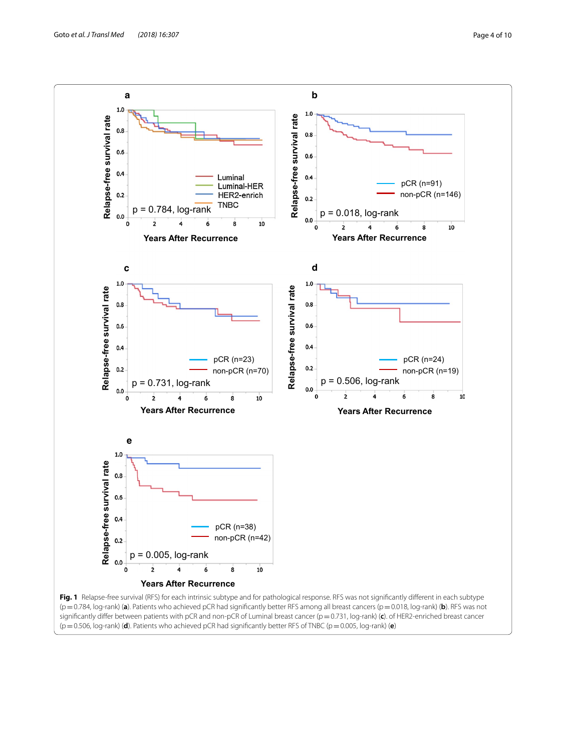**Fig. 1** Relapse-free survival (RFS) for each intrinsic subtype and for pathological response. RFS was not significantly different in each subtype (p = 0.784, log-rank) (**a**). Patients who achieved pCR had significantly better RFS among all breast cancers (p = 0.018, log-rank) (**b**). RFS was not significantly differ between patients with pCR and non-pCR of Luminal breast cancer (p = 0.731, log-rank) (**c**). of HER2-enriched breast cancer (p = 0.506, log-rank) (**d**). Patients who achieved pCR had significantly better RFS of TNBC (p = 0.005, log-rank) (**e**)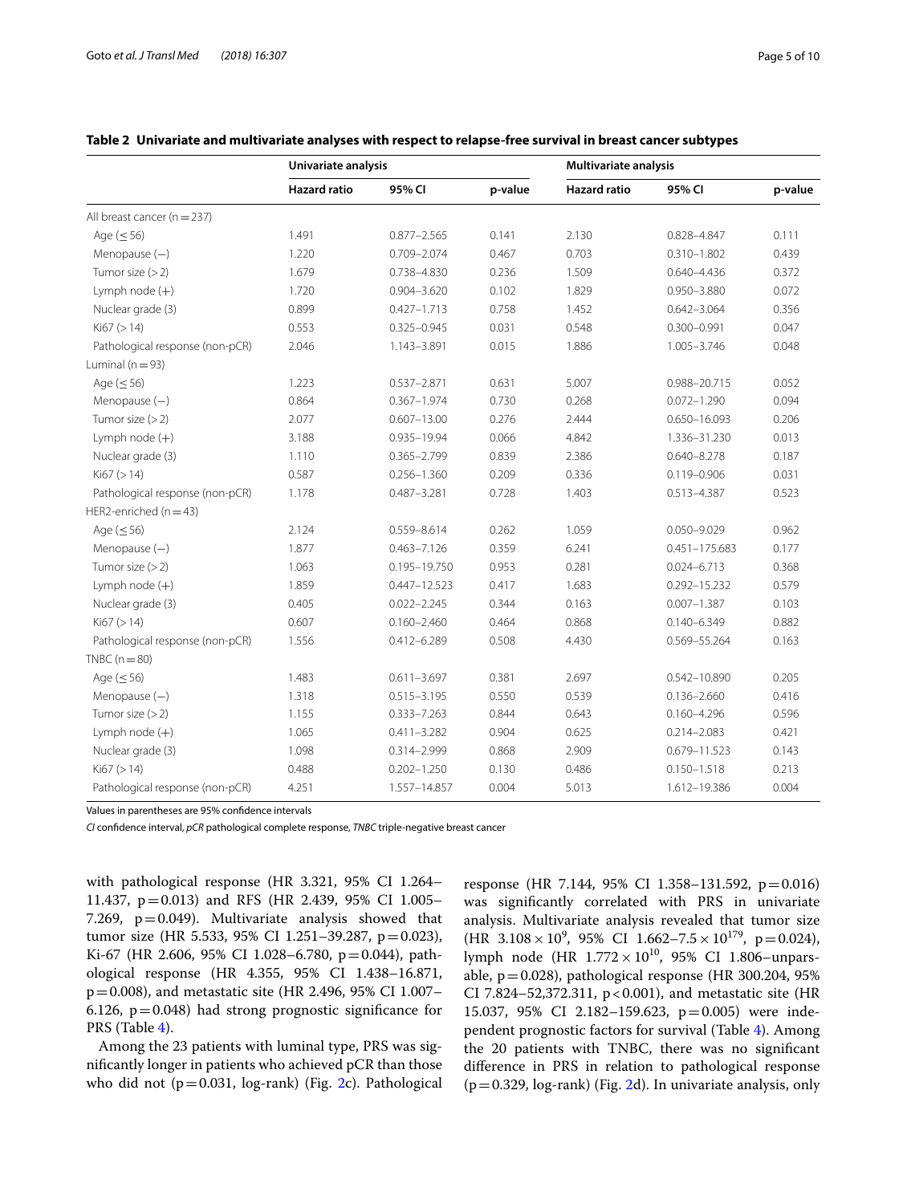**Table 2 Univariate and multivariate analyses with respect to relapse-free survival in breast cancer subtypes**

| | Univariate analysis | | | Multivariate analysis | | |
|---|---|---|---|---|---|---|
| | Hazard ratio | 95% CI | p-value | Hazard ratio | 95% CI | p-value |
| All breast cancer (n = 237) | | | | | | |
| Age (≤ 56) | 1.491 | 0.877–2.565 | 0.141 | 2.130 | 0.828–4.847 | 0.111 |
| Menopause (−) | 1.220 | 0.709–2.074 | 0.467 | 0.703 | 0.310–1.802 | 0.439 |
| Tumor size (> 2) | 1.679 | 0.738–4.830 | 0.236 | 1.509 | 0.640–4.436 | 0.372 |
| Lymph node (+) | 1.720 | 0.904–3.620 | 0.102 | 1.829 | 0.950–3.880 | 0.072 |
| Nuclear grade (3) | 0.899 | 0.427–1.713 | 0.758 | 1.452 | 0.642–3.064 | 0.356 |
| Ki67 (> 14) | 0.553 | 0.325–0.945 | 0.031 | 0.548 | 0.300–0.991 | 0.047 |
| Pathological response (non-pCR) | 2.046 | 1.143–3.891 | 0.015 | 1.886 | 1.005–3.746 | 0.048 |
| Luminal (n = 93) | | | | | | |
| Age (≤ 56) | 1.223 | 0.537–2.871 | 0.631 | 5.007 | 0.988–20.715 | 0.052 |
| Menopause (−) | 0.864 | 0.367–1.974 | 0.730 | 0.268 | 0.072–1.290 | 0.094 |
| Tumor size (> 2) | 2.077 | 0.607–13.00 | 0.276 | 2.444 | 0.650–16.093 | 0.206 |
| Lymph node (+) | 3.188 | 0.935–19.94 | 0.066 | 4.842 | 1.336–31.230 | 0.013 |
| Nuclear grade (3) | 1.110 | 0.365–2.799 | 0.839 | 2.386 | 0.640–8.278 | 0.187 |
| Ki67 (> 14) | 0.587 | 0.256–1.360 | 0.209 | 0.336 | 0.119–0.906 | 0.031 |
| Pathological response (non-pCR) | 1.178 | 0.487–3.281 | 0.728 | 1.403 | 0.513–4.387 | 0.523 |
| HER2-enriched (n = 43) | | | | | | |
| Age (≤ 56) | 2.124 | 0.559–8.614 | 0.262 | 1.059 | 0.050–9.029 | 0.962 |
| Menopause (−) | 1.877 | 0.463–7.126 | 0.359 | 6.241 | 0.451–175.683 | 0.177 |
| Tumor size (> 2) | 1.063 | 0.195–19.750 | 0.953 | 0.281 | 0.024–6.713 | 0.368 |
| Lymph node (+) | 1.859 | 0.447–12.523 | 0.417 | 1.683 | 0.292–15.232 | 0.579 |
| Nuclear grade (3) | 0.405 | 0.022–2.245 | 0.344 | 0.163 | 0.007–1.387 | 0.103 |
| Ki67 (> 14) | 0.607 | 0.160–2.460 | 0.464 | 0.868 | 0.140–6.349 | 0.882 |
| Pathological response (non-pCR) | 1.556 | 0.412–6.289 | 0.508 | 4.430 | 0.569–55.264 | 0.163 |
| TNBC (n = 80) | | | | | | |
| Age (≤ 56) | 1.483 | 0.611–3.697 | 0.381 | 2.697 | 0.542–10.890 | 0.205 |
| Menopause (−) | 1.318 | 0.515–3.195 | 0.550 | 0.539 | 0.136–2.660 | 0.416 |
| Tumor size (> 2) | 1.155 | 0.333–7.263 | 0.844 | 0.643 | 0.160–4.296 | 0.596 |
| Lymph node (+) | 1.065 | 0.411–3.282 | 0.904 | 0.625 | 0.214–2.083 | 0.421 |
| Nuclear grade (3) | 1.098 | 0.314–2.999 | 0.868 | 2.909 | 0.679–11.523 | 0.143 |
| Ki67 (> 14) | 0.488 | 0.202–1.250 | 0.130 | 0.486 | 0.150–1.518 | 0.213 |
| Pathological response (non-pCR) | 4.251 | 1.557–14.857 | 0.004 | 5.013 | 1.612–19.386 | 0.004 |

Values in parentheses are 95% confidence intervals

*CI* confidence interval, *pCR* pathological complete response, *TNBC* triple-negative breast cancer

with pathological response (HR 3.321, 95% CI 1.264–11.437, p = 0.013) and RFS (HR 2.439, 95% CI 1.005–7.269, p = 0.049). Multivariate analysis showed that tumor size (HR 5.533, 95% CI 1.251–39.287, p = 0.023), Ki-67 (HR 2.606, 95% CI 1.028–6.780, p = 0.044), pathological response (HR 4.355, 95% CI 1.438–16.871, p = 0.008), and metastatic site (HR 2.496, 95% CI 1.007–6.126, p = 0.048) had strong prognostic significance for PRS (Table 4).

Among the 23 patients with luminal type, PRS was significantly longer in patients who achieved pCR than those who did not (p = 0.031, log-rank) (Fig. 2c). Pathological response (HR 7.144, 95% CI 1.358–131.592, p = 0.016) was significantly correlated with PRS in univariate analysis. Multivariate analysis revealed that tumor size (HR $3.108 \times 10^{9}$, 95% CI $1.662–7.5 \times 10^{179}$, p = 0.024), lymph node (HR $1.772 \times 10^{10}$, 95% CI 1.806–unparsable, p = 0.028), pathological response (HR 300.204, 95% CI 7.824–52,372.311, p < 0.001), and metastatic site (HR 15.037, 95% CI 2.182–159.623, p = 0.005) were independent prognostic factors for survival (Table 4). Among the 20 patients with TNBC, there was no significant difference in PRS in relation to pathological response (p = 0.329, log-rank) (Fig. 2d). In univariate analysis, only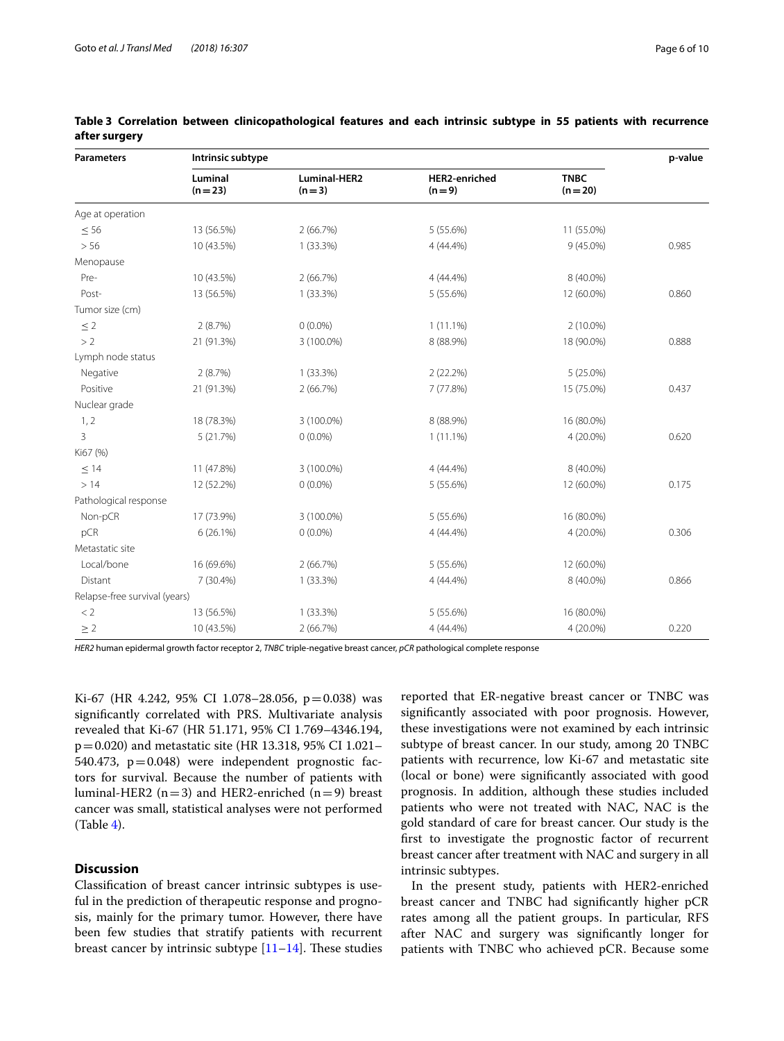**Table 3 Correlation between clinicopathological features and each intrinsic subtype in 55 patients with recurrence after surgery**

| Parameters | Intrinsic subtype | | | | p-value |
|---|---|---|---|---|---|
| | Luminal (n = 23) | Luminal-HER2 (n = 3) | HER2-enriched (n = 9) | TNBC (n = 20) | |
| Age at operation | | | | | |
| ≤ 56 | 13 (56.5%) | 2 (66.7%) | 5 (55.6%) | 11 (55.0%) | |
| > 56 | 10 (43.5%) | 1 (33.3%) | 4 (44.4%) | 9 (45.0%) | 0.985 |
| Menopause | | | | | |
| Pre- | 10 (43.5%) | 2 (66.7%) | 4 (44.4%) | 8 (40.0%) | |
| Post- | 13 (56.5%) | 1 (33.3%) | 5 (55.6%) | 12 (60.0%) | 0.860 |
| Tumor size (cm) | | | | | |
| ≤ 2 | 2 (8.7%) | 0 (0.0%) | 1 (11.1%) | 2 (10.0%) | |
| > 2 | 21 (91.3%) | 3 (100.0%) | 8 (88.9%) | 18 (90.0%) | 0.888 |
| Lymph node status | | | | | |
| Negative | 2 (8.7%) | 1 (33.3%) | 2 (22.2%) | 5 (25.0%) | |
| Positive | 21 (91.3%) | 2 (66.7%) | 7 (77.8%) | 15 (75.0%) | 0.437 |
| Nuclear grade | | | | | |
| 1, 2 | 18 (78.3%) | 3 (100.0%) | 8 (88.9%) | 16 (80.0%) | |
| 3 | 5 (21.7%) | 0 (0.0%) | 1 (11.1%) | 4 (20.0%) | 0.620 |
| Ki67 (%) | | | | | |
| ≤ 14 | 11 (47.8%) | 3 (100.0%) | 4 (44.4%) | 8 (40.0%) | |
| > 14 | 12 (52.2%) | 0 (0.0%) | 5 (55.6%) | 12 (60.0%) | 0.175 |
| Pathological response | | | | | |
| Non-pCR | 17 (73.9%) | 3 (100.0%) | 5 (55.6%) | 16 (80.0%) | |
| pCR | 6 (26.1%) | 0 (0.0%) | 4 (44.4%) | 4 (20.0%) | 0.306 |
| Metastatic site | | | | | |
| Local/bone | 16 (69.6%) | 2 (66.7%) | 5 (55.6%) | 12 (60.0%) | |
| Distant | 7 (30.4%) | 1 (33.3%) | 4 (44.4%) | 8 (40.0%) | 0.866 |
| Relapse-free survival (years) | | | | | |
| < 2 | 13 (56.5%) | 1 (33.3%) | 5 (55.6%) | 16 (80.0%) | |
| ≥ 2 | 10 (43.5%) | 2 (66.7%) | 4 (44.4%) | 4 (20.0%) | 0.220 |

*HER2* human epidermal growth factor receptor 2, *TNBC* triple-negative breast cancer, *pCR* pathological complete response

Ki-67 (HR 4.242, 95% CI 1.078–28.056, $p = 0.038$) was significantly correlated with PRS. Multivariate analysis revealed that Ki-67 (HR 51.171, 95% CI 1.769–4346.194, $p = 0.020$) and metastatic site (HR 13.318, 95% CI 1.021–540.473, $p = 0.048$) were independent prognostic factors for survival. Because the number of patients with luminal-HER2 ($n = 3$) and HER2-enriched ($n = 9$) breast cancer was small, statistical analyses were not performed (Table 4).

## Discussion

Classification of breast cancer intrinsic subtypes is useful in the prediction of therapeutic response and prognosis, mainly for the primary tumor. However, there have been few studies that stratify patients with recurrent breast cancer by intrinsic subtype [11–14]. These studies reported that ER-negative breast cancer or TNBC was significantly associated with poor prognosis. However, these investigations were not examined by each intrinsic subtype of breast cancer. In our study, among 20 TNBC patients with recurrence, low Ki-67 and metastatic site (local or bone) were significantly associated with good prognosis. In addition, although these studies included patients who were not treated with NAC, NAC is the gold standard of care for breast cancer. Our study is the first to investigate the prognostic factor of recurrent breast cancer after treatment with NAC and surgery in all intrinsic subtypes.

In the present study, patients with HER2-enriched breast cancer and TNBC had significantly higher pCR rates among all the patient groups. In particular, RFS after NAC and surgery was significantly longer for patients with TNBC who achieved pCR. Because some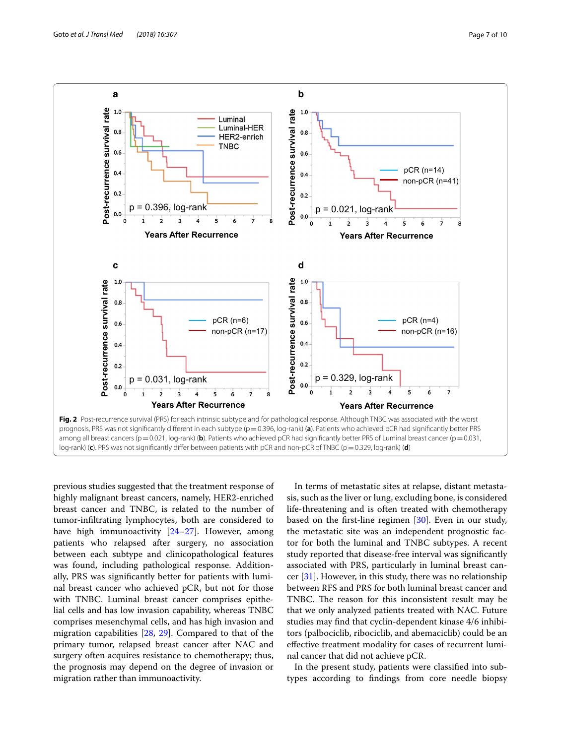**Fig. 2** Post-recurrence survival (PRS) for each intrinsic subtype and for pathological response. Although TNBC was associated with the worst prognosis, PRS was not significantly different in each subtype (p = 0.396, log-rank) (**a**). Patients who achieved pCR had significantly better PRS among all breast cancers (p = 0.021, log-rank) (**b**). Patients who achieved pCR had significantly better PRS of Luminal breast cancer (p = 0.031, log-rank) (**c**). PRS was not significantly differ between patients with pCR and non-pCR of TNBC (p = 0.329, log-rank) (**d**)

previous studies suggested that the treatment response of highly malignant breast cancers, namely, HER2-enriched breast cancer and TNBC, is related to the number of tumor-infiltrating lymphocytes, both are considered to have high immunoactivity [24–27]. However, among patients who relapsed after surgery, no association between each subtype and clinicopathological features was found, including pathological response. Additionally, PRS was significantly better for patients with luminal breast cancer who achieved pCR, but not for those with TNBC. Luminal breast cancer comprises epithelial cells and has low invasion capability, whereas TNBC comprises mesenchymal cells, and has high invasion and migration capabilities [28, 29]. Compared to that of the primary tumor, relapsed breast cancer after NAC and surgery often acquires resistance to chemotherapy; thus, the prognosis may depend on the degree of invasion or migration rather than immunoactivity.

In terms of metastatic sites at relapse, distant metastasis, such as the liver or lung, excluding bone, is considered life-threatening and is often treated with chemotherapy based on the first-line regimen [30]. Even in our study, the metastatic site was an independent prognostic factor for both the luminal and TNBC subtypes. A recent study reported that disease-free interval was significantly associated with PRS, particularly in luminal breast cancer [31]. However, in this study, there was no relationship between RFS and PRS for both luminal breast cancer and TNBC. The reason for this inconsistent result may be that we only analyzed patients treated with NAC. Future studies may find that cyclin-dependent kinase 4/6 inhibitors (palbociclib, ribociclib, and abemaciclib) could be an effective treatment modality for cases of recurrent luminal cancer that did not achieve pCR.

In the present study, patients were classified into subtypes according to findings from core needle biopsy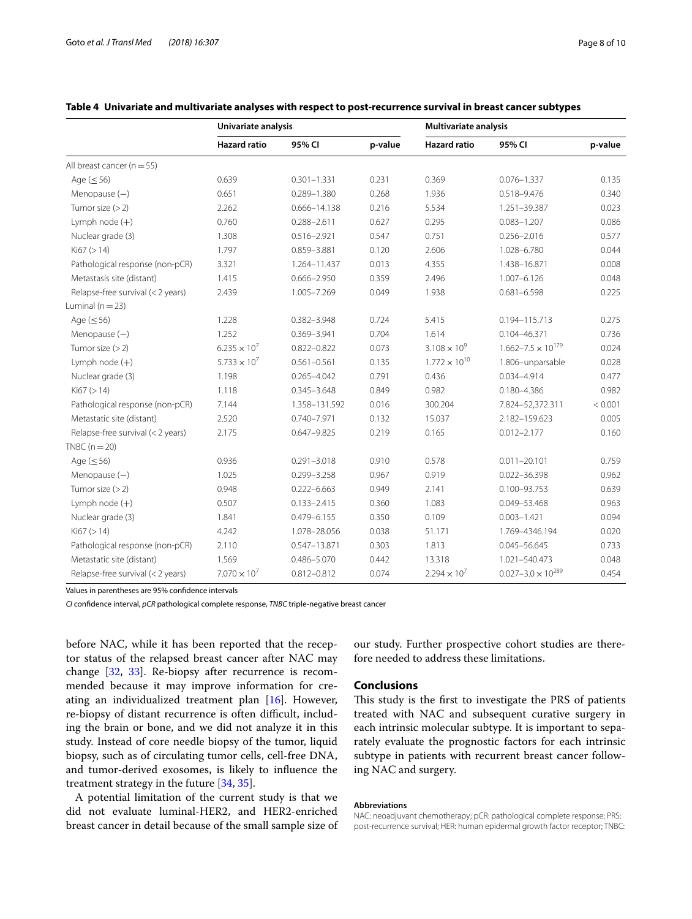**Table 4 Univariate and multivariate analyses with respect to post-recurrence survival in breast cancer subtypes**

| | Univariate analysis | | | Multivariate analysis | | |
|---|---|---|---|---|---|---|
| | Hazard ratio | 95% CI | p-value | Hazard ratio | 95% CI | p-value |
| All breast cancer (n = 55) | | | | | | |
| Age (≤ 56) | 0.639 | 0.301–1.331 | 0.231 | 0.369 | 0.076–1.337 | 0.135 |
| Menopause (−) | 0.651 | 0.289–1.380 | 0.268 | 1.936 | 0.518–9.476 | 0.340 |
| Tumor size (> 2) | 2.262 | 0.666–14.138 | 0.216 | 5.534 | 1.251–39.387 | 0.023 |
| Lymph node (+) | 0.760 | 0.288–2.611 | 0.627 | 0.295 | 0.083–1.207 | 0.086 |
| Nuclear grade (3) | 1.308 | 0.516–2.921 | 0.547 | 0.751 | 0.256–2.016 | 0.577 |
| Ki67 (> 14) | 1.797 | 0.859–3.881 | 0.120 | 2.606 | 1.028–6.780 | 0.044 |
| Pathological response (non-pCR) | 3.321 | 1.264–11.437 | 0.013 | 4.355 | 1.438–16.871 | 0.008 |
| Metastasis site (distant) | 1.415 | 0.666–2.950 | 0.359 | 2.496 | 1.007–6.126 | 0.048 |
| Relapse-free survival (< 2 years) | 2.439 | 1.005–7.269 | 0.049 | 1.938 | 0.681–6.598 | 0.225 |
| Luminal (n = 23) | | | | | | |
| Age (≤ 56) | 1.228 | 0.382–3.948 | 0.724 | 5.415 | 0.194–115.713 | 0.275 |
| Menopause (−) | 1.252 | 0.369–3.941 | 0.704 | 1.614 | 0.104–46.371 | 0.736 |
| Tumor size (> 2) | $6.235 \times 10^{7}$ | 0.822–0.822 | 0.073 | $3.108 \times 10^{9}$ | $1.662–7.5 \times 10^{179}$ | 0.024 |
| Lymph node (+) | $5.733 \times 10^{7}$ | 0.561–0.561 | 0.135 | $1.772 \times 10^{10}$ | 1.806–unparsable | 0.028 |
| Nuclear grade (3) | 1.198 | 0.265–4.042 | 0.791 | 0.436 | 0.034–4.914 | 0.477 |
| Ki67 (> 14) | 1.118 | 0.345–3.648 | 0.849 | 0.982 | 0.180–4.386 | 0.982 |
| Pathological response (non-pCR) | 7.144 | 1.358–131.592 | 0.016 | 300.204 | 7.824–52,372.311 | < 0.001 |
| Metastatic site (distant) | 2.520 | 0.740–7.971 | 0.132 | 15.037 | 2.182–159.623 | 0.005 |
| Relapse-free survival (< 2 years) | 2.175 | 0.647–9.825 | 0.219 | 0.165 | 0.012–2.177 | 0.160 |
| TNBC (n = 20) | | | | | | |
| Age (≤ 56) | 0.936 | 0.291–3.018 | 0.910 | 0.578 | 0.011–20.101 | 0.759 |
| Menopause (−) | 1.025 | 0.299–3.258 | 0.967 | 0.919 | 0.022–36.398 | 0.962 |
| Tumor size (> 2) | 0.948 | 0.222–6.663 | 0.949 | 2.141 | 0.100–93.753 | 0.639 |
| Lymph node (+) | 0.507 | 0.133–2.415 | 0.360 | 1.083 | 0.049–53.468 | 0.963 |
| Nuclear grade (3) | 1.841 | 0.479–6.155 | 0.350 | 0.109 | 0.003–1.421 | 0.094 |
| Ki67 (> 14) | 4.242 | 1.078–28.056 | 0.038 | 51.171 | 1.769–4346.194 | 0.020 |
| Pathological response (non-pCR) | 2.110 | 0.547–13.871 | 0.303 | 1.813 | 0.045–56.645 | 0.733 |
| Metastatic site (distant) | 1.569 | 0.486–5.070 | 0.442 | 13.318 | 1.021–540.473 | 0.048 |
| Relapse-free survival (< 2 years) | $7.070 \times 10^{7}$ | 0.812–0.812 | 0.074 | $2.294 \times 10^{7}$ | $0.027–3.0 \times 10^{289}$ | 0.454 |

Values in parentheses are 95% confidence intervals

*CI* confidence interval, *pCR* pathological complete response, *TNBC* triple-negative breast cancer

before NAC, while it has been reported that the receptor status of the relapsed breast cancer after NAC may change [32, 33]. Re-biopsy after recurrence is recommended because it may improve information for creating an individualized treatment plan [16]. However, re-biopsy of distant recurrence is often difficult, including the brain or bone, and we did not analyze it in this study. Instead of core needle biopsy of the tumor, liquid biopsy, such as of circulating tumor cells, cell-free DNA, and tumor-derived exosomes, is likely to influence the treatment strategy in the future [34, 35].

A potential limitation of the current study is that we did not evaluate luminal-HER2, and HER2-enriched breast cancer in detail because of the small sample size of our study. Further prospective cohort studies are therefore needed to address these limitations.

## Conclusions

This study is the first to investigate the PRS of patients treated with NAC and subsequent curative surgery in each intrinsic molecular subtype. It is important to separately evaluate the prognostic factors for each intrinsic subtype in patients with recurrent breast cancer following NAC and surgery.

#### Abbreviations

NAC: neoadjuvant chemotherapy; pCR: pathological complete response; PRS: post-recurrence survival; HER: human epidermal growth factor receptor; TNBC: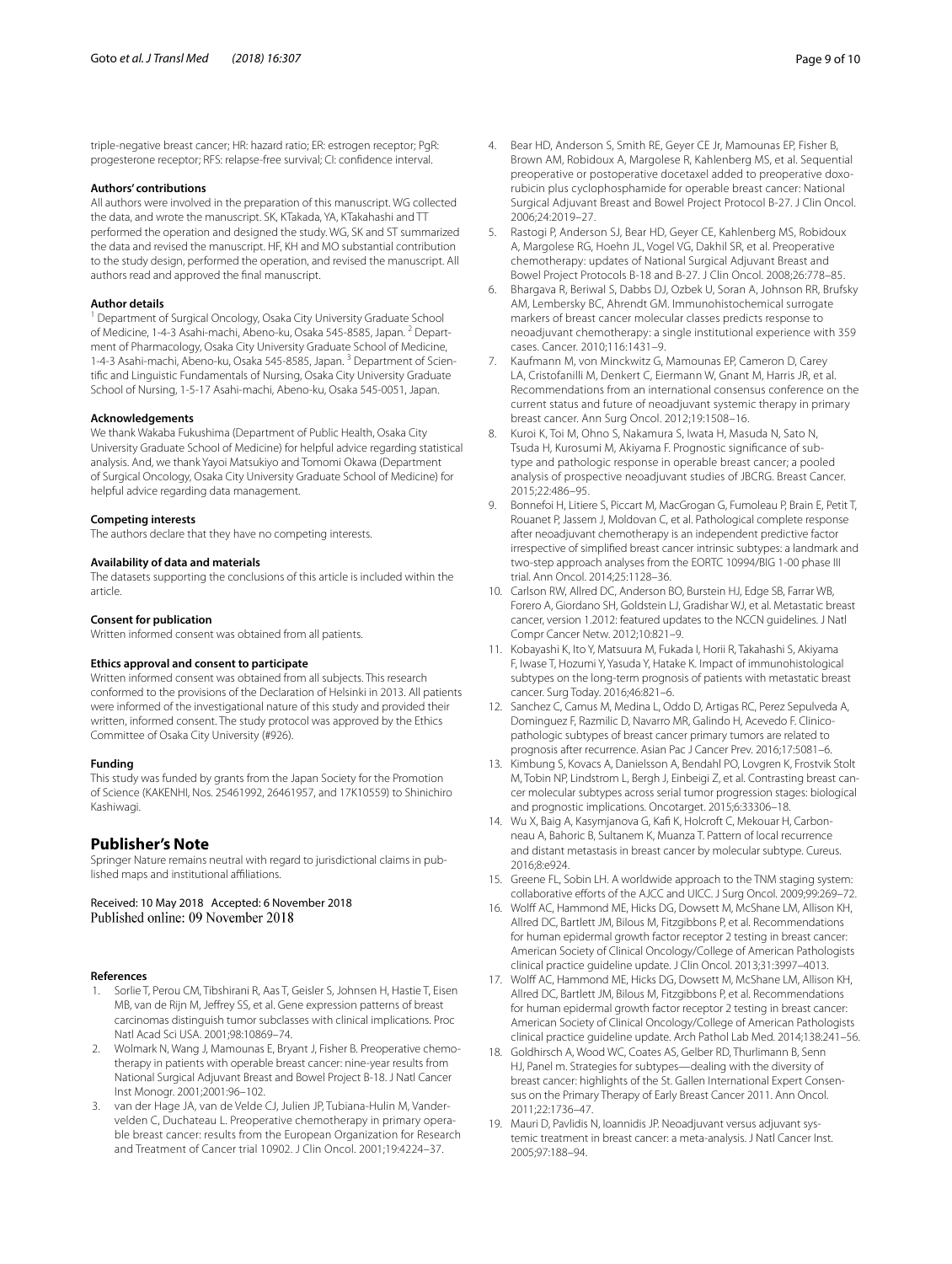triple-negative breast cancer; HR: hazard ratio; ER: estrogen receptor; PgR: progesterone receptor; RFS: relapse-free survival; CI: confidence interval.

#### Authors' contributions

All authors were involved in the preparation of this manuscript. WG collected the data, and wrote the manuscript. SK, KTakada, YA, KTakahashi and TT performed the operation and designed the study. WG, SK and ST summarized the data and revised the manuscript. HF, KH and MO substantial contribution to the study design, performed the operation, and revised the manuscript. All authors read and approved the final manuscript.

#### Author details

[1] Department of Surgical Oncology, Osaka City University Graduate School of Medicine, 1-4-3 Asahi-machi, Abeno-ku, Osaka 545-8585, Japan. [2] Department of Pharmacology, Osaka City University Graduate School of Medicine, 1-4-3 Asahi-machi, Abeno-ku, Osaka 545-8585, Japan. [3] Department of Scientific and Linguistic Fundamentals of Nursing, Osaka City University Graduate School of Nursing, 1-5-17 Asahi-machi, Abeno-ku, Osaka 545-0051, Japan.

#### Acknowledgements

We thank Wakaba Fukushima (Department of Public Health, Osaka City University Graduate School of Medicine) for helpful advice regarding statistical analysis. And, we thank Yayoi Matsukiyo and Tomomi Okawa (Department of Surgical Oncology, Osaka City University Graduate School of Medicine) for helpful advice regarding data management.

#### Competing interests

The authors declare that they have no competing interests.

#### Availability of data and materials

The datasets supporting the conclusions of this article is included within the article.

#### Consent for publication

Written informed consent was obtained from all patients.

#### Ethics approval and consent to participate

Written informed consent was obtained from all subjects. This research conformed to the provisions of the Declaration of Helsinki in 2013. All patients were informed of the investigational nature of this study and provided their written, informed consent. The study protocol was approved by the Ethics Committee of Osaka City University (#926).

#### Funding

This study was funded by grants from the Japan Society for the Promotion of Science (KAKENHI, Nos. 25461992, 26461957, and 17K10559) to Shinichiro Kashiwagi.

## Publisher's Note

Springer Nature remains neutral with regard to jurisdictional claims in published maps and institutional affiliations.

Received: 10 May 2018 Accepted: 6 November 2018
Published online: 09 November 2018

#### References

1. Sorlie T, Perou CM, Tibshirani R, Aas T, Geisler S, Johnsen H, Hastie T, Eisen MB, van de Rijn M, Jeffrey SS, et al. Gene expression patterns of breast carcinomas distinguish tumor subclasses with clinical implications. Proc Natl Acad Sci USA. 2001;98:10869–74.
2. Wolmark N, Wang J, Mamounas E, Bryant J, Fisher B. Preoperative chemotherapy in patients with operable breast cancer: nine-year results from National Surgical Adjuvant Breast and Bowel Project B-18. J Natl Cancer Inst Monogr. 2001;2001:96–102.
3. van der Hage JA, van de Velde CJ, Julien JP, Tubiana-Hulin M, Vandervelden C, Duchateau L. Preoperative chemotherapy in primary operable breast cancer: results from the European Organization for Research and Treatment of Cancer trial 10902. J Clin Oncol. 2001;19:4224–37.
4. Bear HD, Anderson S, Smith RE, Geyer CE Jr, Mamounas EP, Fisher B, Brown AM, Robidoux A, Margolese R, Kahlenberg MS, et al. Sequential preoperative or postoperative docetaxel added to preoperative doxorubicin plus cyclophosphamide for operable breast cancer: National Surgical Adjuvant Breast and Bowel Project Protocol B-27. J Clin Oncol. 2006;24:2019–27.
5. Rastogi P, Anderson SJ, Bear HD, Geyer CE, Kahlenberg MS, Robidoux A, Margolese RG, Hoehn JL, Vogel VG, Dakhil SR, et al. Preoperative chemotherapy: updates of National Surgical Adjuvant Breast and Bowel Project Protocols B-18 and B-27. J Clin Oncol. 2008;26:778–85.
6. Bhargava R, Beriwal S, Dabbs DJ, Ozbek U, Soran A, Johnson RR, Brufsky AM, Lembersky BC, Ahrendt GM. Immunohistochemical surrogate markers of breast cancer molecular classes predicts response to neoadjuvant chemotherapy: a single institutional experience with 359 cases. Cancer. 2010;116:1431–9.
7. Kaufmann M, von Minckwitz G, Mamounas EP, Cameron D, Carey LA, Cristofanilli M, Denkert C, Eiermann W, Gnant M, Harris JR, et al. Recommendations from an international consensus conference on the current status and future of neoadjuvant systemic therapy in primary breast cancer. Ann Surg Oncol. 2012;19:1508–16.
8. Kuroi K, Toi M, Ohno S, Nakamura S, Iwata H, Masuda N, Sato N, Tsuda H, Kurosumi M, Akiyama F. Prognostic significance of subtype and pathologic response in operable breast cancer; a pooled analysis of prospective neoadjuvant studies of JBCRG. Breast Cancer. 2015;22:486–95.
9. Bonnefoi H, Litiere S, Piccart M, MacGrogan G, Fumoleau P, Brain E, Petit T, Rouanet P, Jassem J, Moldovan C, et al. Pathological complete response after neoadjuvant chemotherapy is an independent predictive factor irrespective of simplified breast cancer intrinsic subtypes: a landmark and two-step approach analyses from the EORTC 10994/BIG 1-00 phase III trial. Ann Oncol. 2014;25:1128–36.
10. Carlson RW, Allred DC, Anderson BO, Burstein HJ, Edge SB, Farrar WB, Forero A, Giordano SH, Goldstein LJ, Gradishar WJ, et al. Metastatic breast cancer, version 1.2012: featured updates to the NCCN guidelines. J Natl Compr Cancer Netw. 2012;10:821–9.
11. Kobayashi K, Ito Y, Matsuura M, Fukada I, Horii R, Takahashi S, Akiyama F, Iwase T, Hozumi Y, Yasuda Y, Hatake K. Impact of immunohistological subtypes on the long-term prognosis of patients with metastatic breast cancer. Surg Today. 2016;46:821–6.
12. Sanchez C, Camus M, Medina L, Oddo D, Artigas RC, Perez Sepulveda A, Dominguez F, Razmilic D, Navarro MR, Galindo H, Acevedo F. Clinicopathologic subtypes of breast cancer primary tumors are related to prognosis after recurrence. Asian Pac J Cancer Prev. 2016;17:5081–6.
13. Kimbung S, Kovacs A, Danielsson A, Bendahl PO, Lovgren K, Frostvik Stolt M, Tobin NP, Lindstrom L, Bergh J, Einbeigi Z, et al. Contrasting breast cancer molecular subtypes across serial tumor progression stages: biological and prognostic implications. Oncotarget. 2015;6:33306–18.
14. Wu X, Baig A, Kasymjanova G, Kafi K, Holcroft C, Mekouar H, Carbonneau A, Bahoric B, Sultanem K, Muanza T. Pattern of local recurrence and distant metastasis in breast cancer by molecular subtype. Cureus. 2016;8:e924.
15. Greene FL, Sobin LH. A worldwide approach to the TNM staging system: collaborative efforts of the AJCC and UICC. J Surg Oncol. 2009;99:269–72.
16. Wolff AC, Hammond ME, Hicks DG, Dowsett M, McShane LM, Allison KH, Allred DC, Bartlett JM, Bilous M, Fitzgibbons P, et al. Recommendations for human epidermal growth factor receptor 2 testing in breast cancer: American Society of Clinical Oncology/College of American Pathologists clinical practice guideline update. J Clin Oncol. 2013;31:3997–4013.
17. Wolff AC, Hammond ME, Hicks DG, Dowsett M, McShane LM, Allison KH, Allred DC, Bartlett JM, Bilous M, Fitzgibbons P, et al. Recommendations for human epidermal growth factor receptor 2 testing in breast cancer: American Society of Clinical Oncology/College of American Pathologists clinical practice guideline update. Arch Pathol Lab Med. 2014;138:241–56.
18. Goldhirsch A, Wood WC, Coates AS, Gelber RD, Thurlimann B, Senn HJ, Panel m. Strategies for subtypes—dealing with the diversity of breast cancer: highlights of the St. Gallen International Expert Consensus on the Primary Therapy of Early Breast Cancer 2011. Ann Oncol. 2011;22:1736–47.
19. Mauri D, Pavlidis N, Ioannidis JP. Neoadjuvant versus adjuvant systemic treatment in breast cancer: a meta-analysis. J Natl Cancer Inst. 2005;97:188–94.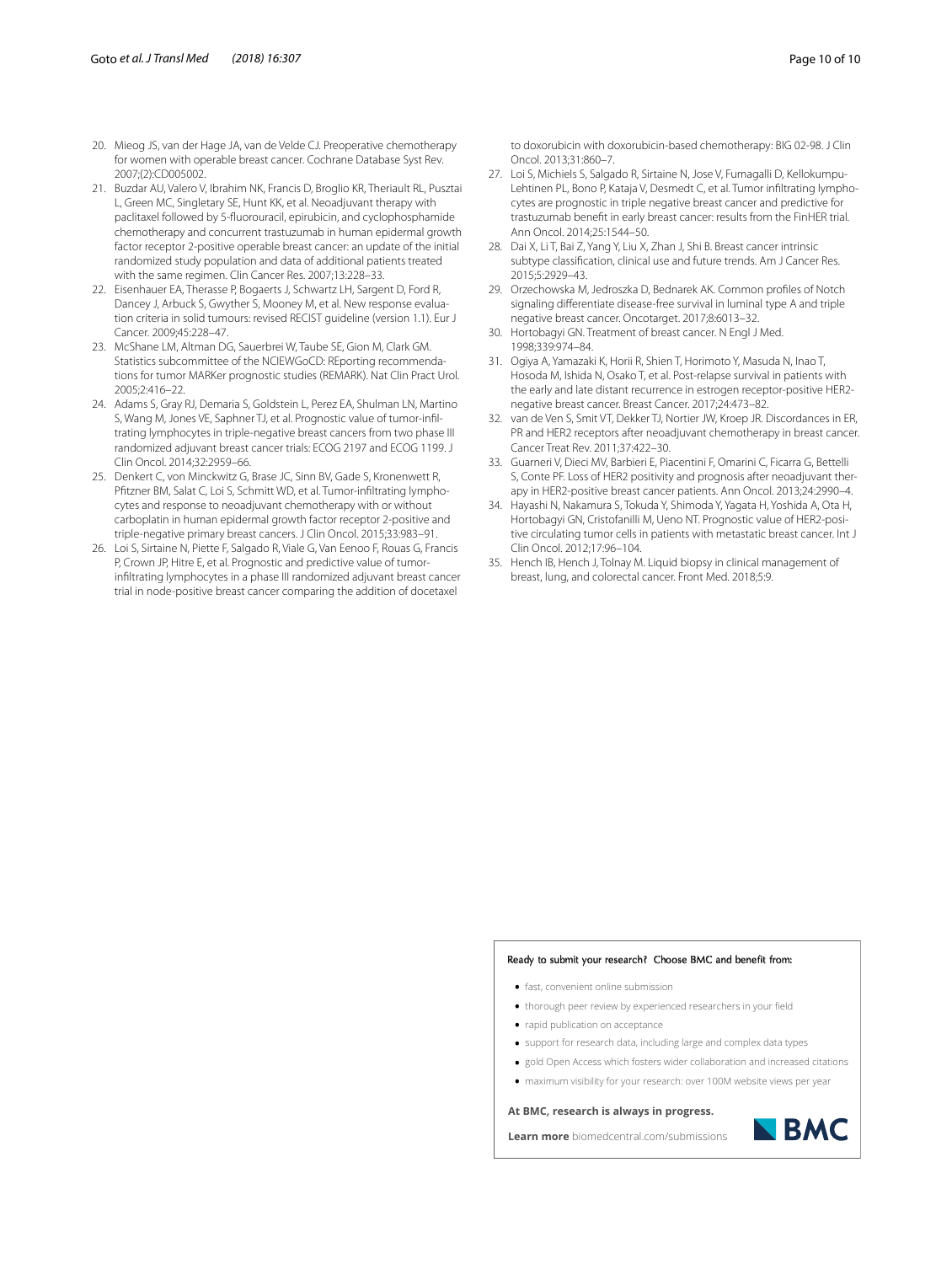20. Mieog JS, van der Hage JA, van de Velde CJ. Preoperative chemotherapy for women with operable breast cancer. Cochrane Database Syst Rev. 2007;(2):CD005002.
21. Buzdar AU, Valero V, Ibrahim NK, Francis D, Broglio KR, Theriault RL, Pusztai L, Green MC, Singletary SE, Hunt KK, et al. Neoadjuvant therapy with paclitaxel followed by 5-fluorouracil, epirubicin, and cyclophosphamide chemotherapy and concurrent trastuzumab in human epidermal growth factor receptor 2-positive operable breast cancer: an update of the initial randomized study population and data of additional patients treated with the same regimen. Clin Cancer Res. 2007;13:228–33.
22. Eisenhauer EA, Therasse P, Bogaerts J, Schwartz LH, Sargent D, Ford R, Dancey J, Arbuck S, Gwyther S, Mooney M, et al. New response evaluation criteria in solid tumours: revised RECIST guideline (version 1.1). Eur J Cancer. 2009;45:228–47.
23. McShane LM, Altman DG, Sauerbrei W, Taube SE, Gion M, Clark GM. Statistics subcommittee of the NCIEWGoCD: REporting recommendations for tumor MARKer prognostic studies (REMARK). Nat Clin Pract Urol. 2005;2:416–22.
24. Adams S, Gray RJ, Demaria S, Goldstein L, Perez EA, Shulman LN, Martino S, Wang M, Jones VE, Saphner TJ, et al. Prognostic value of tumor-infiltrating lymphocytes in triple-negative breast cancers from two phase III randomized adjuvant breast cancer trials: ECOG 2197 and ECOG 1199. J Clin Oncol. 2014;32:2959–66.
25. Denkert C, von Minckwitz G, Brase JC, Sinn BV, Gade S, Kronenwett R, Pfitzner BM, Salat C, Loi S, Schmitt WD, et al. Tumor-infiltrating lymphocytes and response to neoadjuvant chemotherapy with or without carboplatin in human epidermal growth factor receptor 2-positive and triple-negative primary breast cancers. J Clin Oncol. 2015;33:983–91.
26. Loi S, Sirtaine N, Piette F, Salgado R, Viale G, Van Eenoo F, Rouas G, Francis P, Crown JP, Hitre E, et al. Prognostic and predictive value of tumor-infiltrating lymphocytes in a phase III randomized adjuvant breast cancer trial in node-positive breast cancer comparing the addition of docetaxel to doxorubicin with doxorubicin-based chemotherapy: BIG 02-98. J Clin Oncol. 2013;31:860–7.
27. Loi S, Michiels S, Salgado R, Sirtaine N, Jose V, Fumagalli D, Kellokumpu-Lehtinen PL, Bono P, Kataja V, Desmedt C, et al. Tumor infiltrating lymphocytes are prognostic in triple negative breast cancer and predictive for trastuzumab benefit in early breast cancer: results from the FinHER trial. Ann Oncol. 2014;25:1544–50.
28. Dai X, Li T, Bai Z, Yang Y, Liu X, Zhan J, Shi B. Breast cancer intrinsic subtype classification, clinical use and future trends. Am J Cancer Res. 2015;5:2929–43.
29. Orzechowska M, Jedroszka D, Bednarek AK. Common profiles of Notch signaling differentiate disease-free survival in luminal type A and triple negative breast cancer. Oncotarget. 2017;8:6013–32.
30. Hortobagyi GN. Treatment of breast cancer. N Engl J Med. 1998;339:974–84.
31. Ogiya A, Yamazaki K, Horii R, Shien T, Horimoto Y, Masuda N, Inao T, Hosoda M, Ishida N, Osako T, et al. Post-relapse survival in patients with the early and late distant recurrence in estrogen receptor-positive HER2-negative breast cancer. Breast Cancer. 2017;24:473–82.
32. van de Ven S, Smit VT, Dekker TJ, Nortier JW, Kroep JR. Discordances in ER, PR and HER2 receptors after neoadjuvant chemotherapy in breast cancer. Cancer Treat Rev. 2011;37:422–30.
33. Guarneri V, Dieci MV, Barbieri E, Piacentini F, Omarini C, Ficarra G, Bettelli S, Conte PF. Loss of HER2 positivity and prognosis after neoadjuvant therapy in HER2-positive breast cancer patients. Ann Oncol. 2013;24:2990–4.
34. Hayashi N, Nakamura S, Tokuda Y, Shimoda Y, Yagata H, Yoshida A, Ota H, Hortobagyi GN, Cristofanilli M, Ueno NT. Prognostic value of HER2-positive circulating tumor cells in patients with metastatic breast cancer. Int J Clin Oncol. 2012;17:96–104.
35. Hench IB, Hench J, Tolnay M. Liquid biopsy in clinical management of breast, lung, and colorectal cancer. Front Med. 2018;5:9.